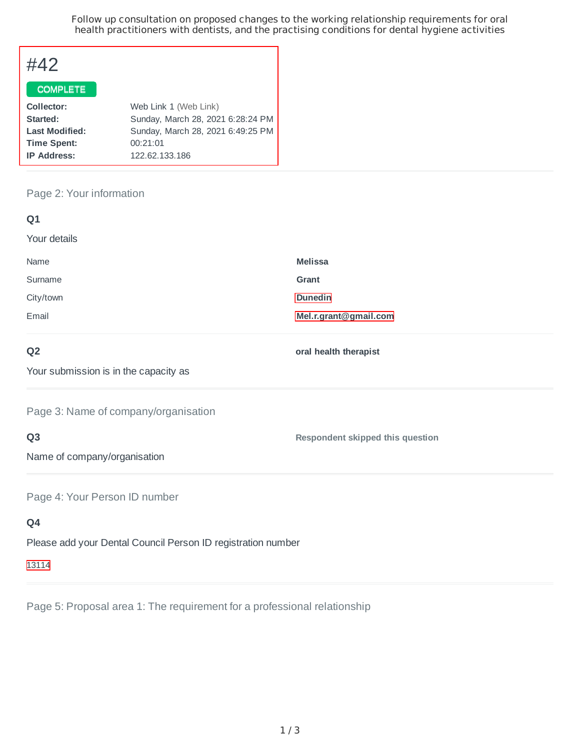Follow up consultation on proposed changes to the working relationship requirements for oral health practitioners with dentists, and the practising conditions for dental hygiene activities

# #42

**COMPLETE**

| | |
|---|---|
| **Collector:** | Web Link 1 (Web Link) |
| **Started:** | Sunday, March 28, 2021 6:28:24 PM |
| **Last Modified:** | Sunday, March 28, 2021 6:49:25 PM |
| **Time Spent:** | 00:21:01 |
| **IP Address:** | 122.62.133.186 |

## Page 2: Your information

### Q1

Your details

| | |
|---|---|
| Name | **Melissa** |
| Surname | **Grant** |
| City/town | **Dunedin** |
| Email | **Mel.r.grant@gmail.com** |

### Q2

Your submission is in the capacity as

**oral health therapist**

## Page 3: Name of company/organisation

### Q3

Name of company/organisation

**Respondent skipped this question**

## Page 4: Your Person ID number

### Q4

Please add your Dental Council Person ID registration number

13114

## Page 5: Proposal area 1: The requirement for a professional relationship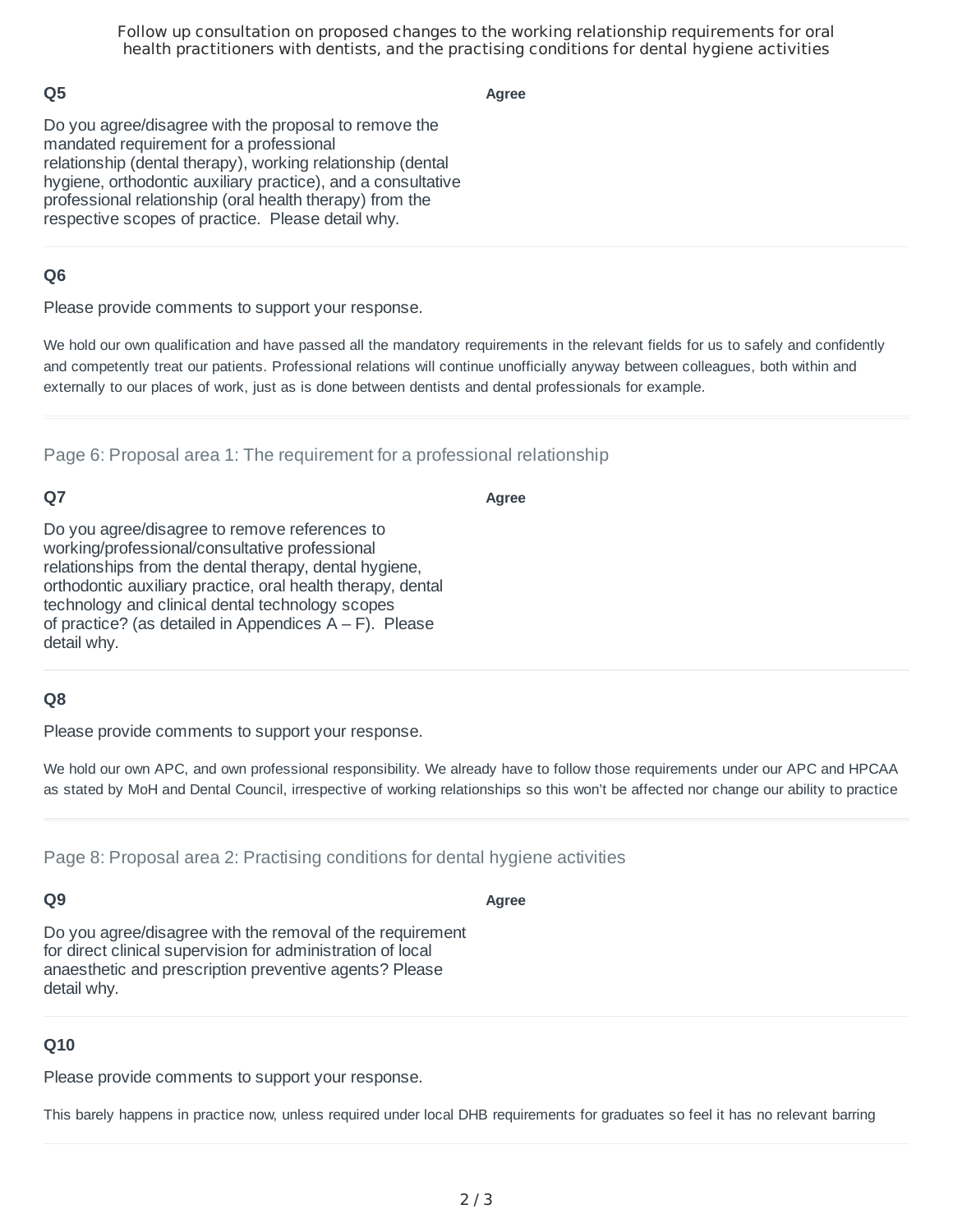### Q5

**Agree**

Do you agree/disagree with the proposal to remove the mandated requirement for a professional relationship (dental therapy), working relationship (dental hygiene, orthodontic auxiliary practice), and a consultative professional relationship (oral health therapy) from the respective scopes of practice. Please detail why.

### Q6

Please provide comments to support your response.

We hold our own qualification and have passed all the mandatory requirements in the relevant fields for us to safely and confidently and competently treat our patients. Professional relations will continue unofficially anyway between colleagues, both within and externally to our places of work, just as is done between dentists and dental professionals for example.

## Page 6: Proposal area 1: The requirement for a professional relationship

### Q7

**Agree**

Do you agree/disagree to remove references to working/professional/consultative professional relationships from the dental therapy, dental hygiene, orthodontic auxiliary practice, oral health therapy, dental technology and clinical dental technology scopes of practice? (as detailed in Appendices A – F). Please detail why.

### Q8

Please provide comments to support your response.

We hold our own APC, and own professional responsibility. We already have to follow those requirements under our APC and HPCAA as stated by MoH and Dental Council, irrespective of working relationships so this won't be affected nor change our ability to practice

## Page 8: Proposal area 2: Practising conditions for dental hygiene activities

### Q9

**Agree**

Do you agree/disagree with the removal of the requirement for direct clinical supervision for administration of local anaesthetic and prescription preventive agents? Please detail why.

### Q10

Please provide comments to support your response.

This barely happens in practice now, unless required under local DHB requirements for graduates so feel it has no relevant barring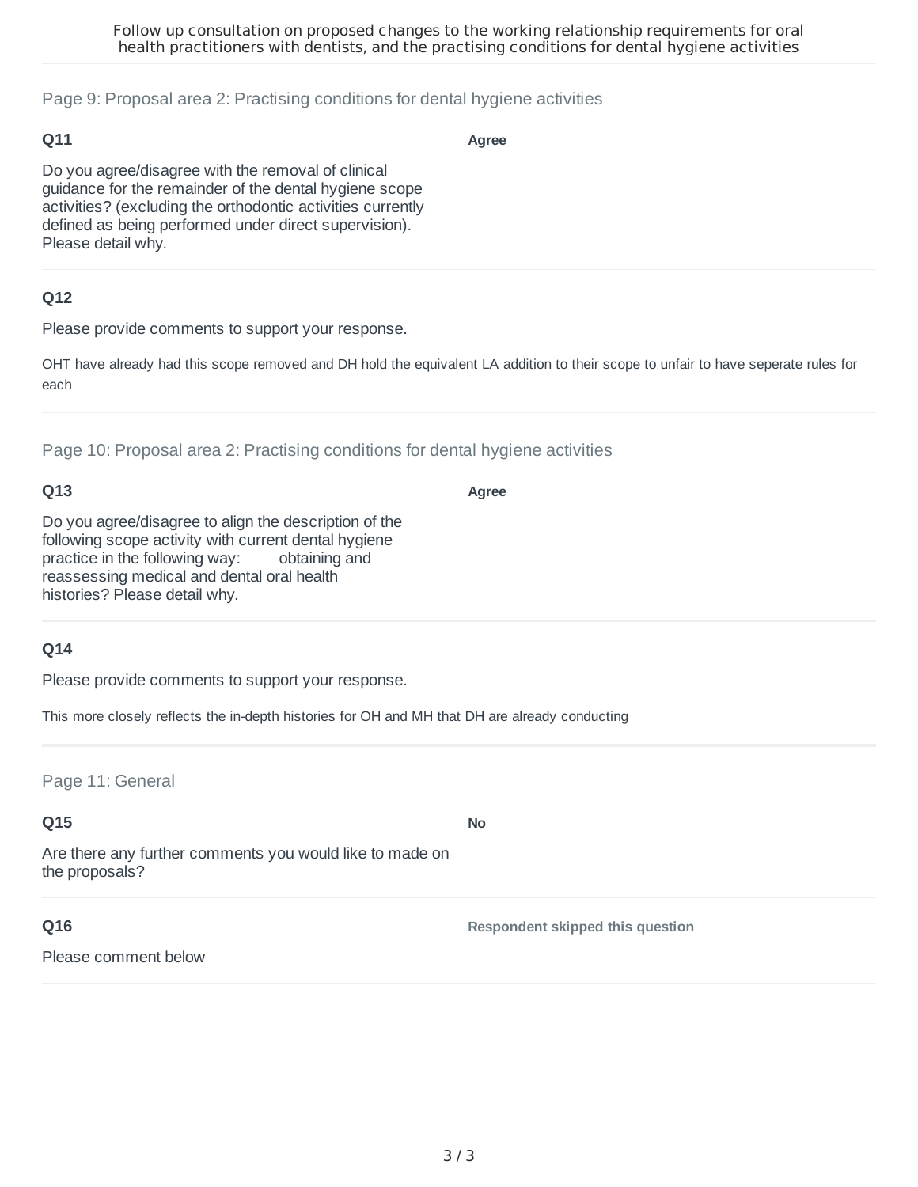## Page 9: Proposal area 2: Practising conditions for dental hygiene activities

### Q11

Do you agree/disagree with the removal of clinical guidance for the remainder of the dental hygiene scope activities? (excluding the orthodontic activities currently defined as being performed under direct supervision). Please detail why.

**Agree**

### Q12

Please provide comments to support your response.

OHT have already had this scope removed and DH hold the equivalent LA addition to their scope to unfair to have seperate rules for each

## Page 10: Proposal area 2: Practising conditions for dental hygiene activities

### Q13

Do you agree/disagree to align the description of the following scope activity with current dental hygiene practice in the following way: obtaining and reassessing medical and dental oral health histories? Please detail why.

**Agree**

### Q14

Please provide comments to support your response.

This more closely reflects the in-depth histories for OH and MH that DH are already conducting

## Page 11: General

### Q15

Are there any further comments you would like to made on the proposals?

**No**

### Q16

Please comment below

**Respondent skipped this question**